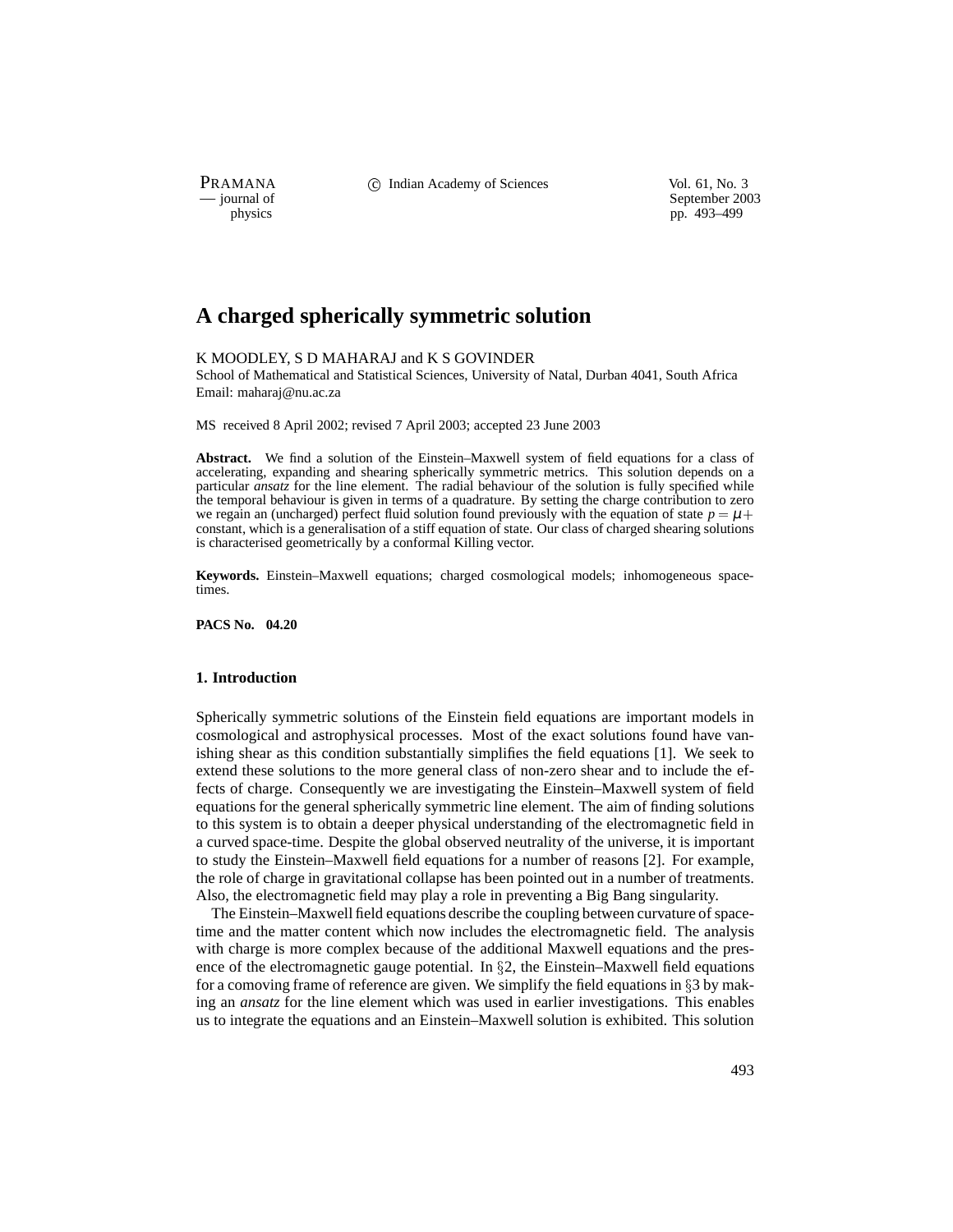# A charged spherically symmetric solution

K MOODLEY, S D MAHARAJ and K S GOVINDER

School of Mathematical and Statistical Sciences, University of Natal, Durban 4041, South Africa
Email: maharaj@nu.ac.za

MS received 8 April 2002; revised 7 April 2003; accepted 23 June 2003

**Abstract.** We find a solution of the Einstein–Maxwell system of field equations for a class of accelerating, expanding and shearing spherically symmetric metrics. This solution depends on a particular *ansatz* for the line element. The radial behaviour of the solution is fully specified while the temporal behaviour is given in terms of a quadrature. By setting the charge contribution to zero we regain an (uncharged) perfect fluid solution found previously with the equation of state $p = \mu +$ constant, which is a generalisation of a stiff equation of state. Our class of charged shearing solutions is characterised geometrically by a conformal Killing vector.

**Keywords.** Einstein–Maxwell equations; charged cosmological models; inhomogeneous space-times.

**PACS No. 04.20**

## 1. Introduction

Spherically symmetric solutions of the Einstein field equations are important models in cosmological and astrophysical processes. Most of the exact solutions found have vanishing shear as this condition substantially simplifies the field equations [1]. We seek to extend these solutions to the more general class of non-zero shear and to include the effects of charge. Consequently we are investigating the Einstein–Maxwell system of field equations for the general spherically symmetric line element. The aim of finding solutions to this system is to obtain a deeper physical understanding of the electromagnetic field in a curved space-time. Despite the global observed neutrality of the universe, it is important to study the Einstein–Maxwell field equations for a number of reasons [2]. For example, the role of charge in gravitational collapse has been pointed out in a number of treatments. Also, the electromagnetic field may play a role in preventing a Big Bang singularity.

The Einstein–Maxwell field equations describe the coupling between curvature of space-time and the matter content which now includes the electromagnetic field. The analysis with charge is more complex because of the additional Maxwell equations and the presence of the electromagnetic gauge potential. In §2, the Einstein–Maxwell field equations for a comoving frame of reference are given. We simplify the field equations in §3 by making an *ansatz* for the line element which was used in earlier investigations. This enables us to integrate the equations and an Einstein–Maxwell solution is exhibited. This solution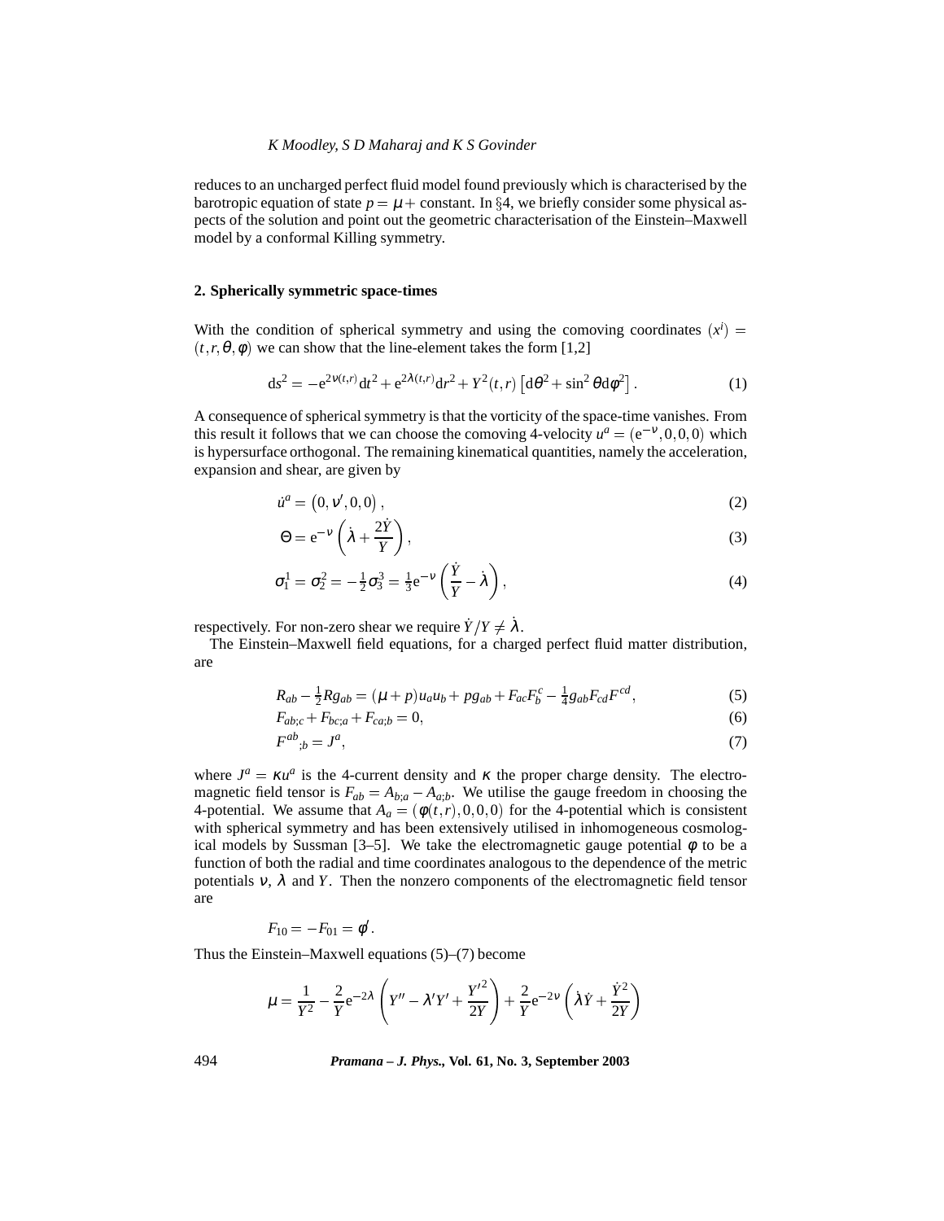reduces to an uncharged perfect fluid model found previously which is characterised by the barotropic equation of state $p = \mu +$ constant. In §4, we briefly consider some physical aspects of the solution and point out the geometric characterisation of the Einstein–Maxwell model by a conformal Killing symmetry.

## 2. Spherically symmetric space-times

With the condition of spherical symmetry and using the comoving coordinates $(x^i) = (t, r, \theta, \phi)$ we can show that the line-element takes the form [1,2]

$$\mathrm{d}s^2 = -\mathrm{e}^{2\nu(t,r)}\mathrm{d}t^2 + \mathrm{e}^{2\lambda(t,r)}\mathrm{d}r^2 + Y^2(t,r)\left[\mathrm{d}\theta^2 + \sin^2\theta\mathrm{d}\phi^2\right]. \tag{1}$$

A consequence of spherical symmetry is that the vorticity of the space-time vanishes. From this result it follows that we can choose the comoving 4-velocity $u^a = (\mathrm{e}^{-\nu}, 0, 0, 0)$ which is hypersurface orthogonal. The remaining kinematical quantities, namely the acceleration, expansion and shear, are given by

$$\dot{u}^a = \left(0, \nu', 0, 0\right), \tag{2}$$

$$\Theta = \mathrm{e}^{-\nu}\left(\dot{\lambda} + \frac{2\dot{Y}}{Y}\right), \tag{3}$$

$$\sigma^1_1 = \sigma^2_2 = -\tfrac{1}{2}\sigma^3_3 = \tfrac{1}{3}\mathrm{e}^{-\nu}\left(\frac{\dot{Y}}{Y} - \dot{\lambda}\right), \tag{4}$$

respectively. For non-zero shear we require $\dot{Y}/Y \neq \dot{\lambda}$.

The Einstein–Maxwell field equations, for a charged perfect fluid matter distribution, are

$$R_{ab} - \tfrac{1}{2}Rg_{ab} = (\mu + p)u_a u_b + pg_{ab} + F_{ac}F^c_b - \tfrac{1}{4}g_{ab}F_{cd}F^{cd}, \tag{5}$$

$$F_{ab;c} + F_{bc;a} + F_{ca;b} = 0, \tag{6}$$

$$F^{ab}{}_{;b} = J^a, \tag{7}$$

where $J^a = \kappa u^a$ is the 4-current density and $\kappa$ the proper charge density. The electromagnetic field tensor is $F_{ab} = A_{b;a} - A_{a;b}$. We utilise the gauge freedom in choosing the 4-potential. We assume that $A_a = (\phi(t,r), 0, 0, 0)$ for the 4-potential which is consistent with spherical symmetry and has been extensively utilised in inhomogeneous cosmological models by Sussman [3–5]. We take the electromagnetic gauge potential $\phi$ to be a function of both the radial and time coordinates analogous to the dependence of the metric potentials $\nu$, $\lambda$ and $Y$. Then the nonzero components of the electromagnetic field tensor are

$$F_{10} = -F_{01} = \phi'.$$

Thus the Einstein–Maxwell equations (5)–(7) become

$$\mu = \frac{1}{Y^2} - \frac{2}{Y}\mathrm{e}^{-2\lambda}\left(Y'' - \lambda' Y' + \frac{Y'^2}{2Y}\right) + \frac{2}{Y}\mathrm{e}^{-2\nu}\left(\dot{\lambda}\dot{Y} + \frac{\dot{Y}^2}{2Y}\right)$$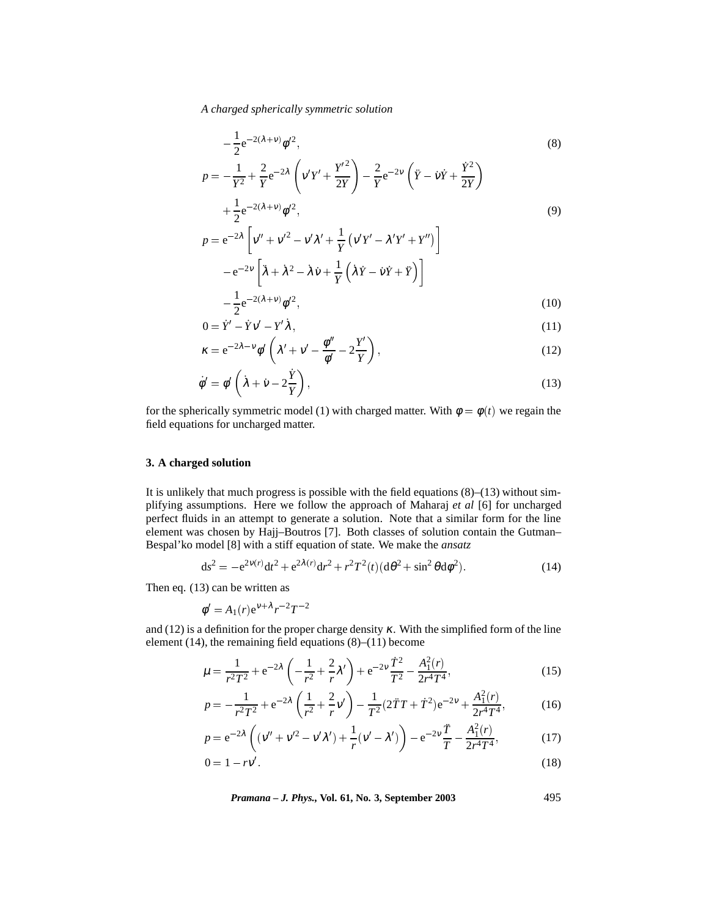$$-\frac{1}{2}\mathrm{e}^{-2(\lambda+\nu)}\phi'^2, \tag{8}$$

$$p = -\frac{1}{Y^2} + \frac{2}{Y}\mathrm{e}^{-2\lambda}\left(\nu' Y' + \frac{Y'^2}{2Y}\right) - \frac{2}{Y}\mathrm{e}^{-2\nu}\left(\ddot{Y} - \dot{\nu}\dot{Y} + \frac{\dot{Y}^2}{2Y}\right)$$
$$+\frac{1}{2}\mathrm{e}^{-2(\lambda+\nu)}\phi'^2, \tag{9}$$

$$p = \mathrm{e}^{-2\lambda}\left[\nu'' + \nu'^2 - \nu'\lambda' + \frac{1}{Y}\left(\nu' Y' - \lambda' Y' + Y''\right)\right]$$
$$-\mathrm{e}^{-2\nu}\left[\ddot{\lambda} + \dot{\lambda}^2 - \dot{\lambda}\dot{\nu} + \frac{1}{Y}\left(\dot{\lambda}\dot{Y} - \dot{\nu}\dot{Y} + \ddot{Y}\right)\right]$$
$$-\frac{1}{2}\mathrm{e}^{-2(\lambda+\nu)}\phi'^2, \tag{10}$$

$$0 = \dot{Y}' - \dot{Y}\nu' - Y'\dot{\lambda}, \tag{11}$$

$$\kappa = \mathrm{e}^{-2\lambda-\nu}\phi'\left(\lambda' + \nu' - \frac{\phi''}{\phi'} - 2\frac{Y'}{Y}\right), \tag{12}$$

$$\dot{\phi}' = \phi'\left(\dot{\lambda} + \dot{\nu} - 2\frac{\dot{Y}}{Y}\right), \tag{13}$$

for the spherically symmetric model (1) with charged matter. With $\phi = \phi(t)$ we regain the field equations for uncharged matter.

### 3. A charged solution

It is unlikely that much progress is possible with the field equations (8)–(13) without simplifying assumptions. Here we follow the approach of Maharaj *et al* [6] for uncharged perfect fluids in an attempt to generate a solution. Note that a similar form for the line element was chosen by Hajj–Boutros [7]. Both classes of solution contain the Gutman–Bespal'ko model [8] with a stiff equation of state. We make the *ansatz*

$$\mathrm{d}s^2 = -\mathrm{e}^{2\nu(r)}\mathrm{d}t^2 + \mathrm{e}^{2\lambda(r)}\mathrm{d}r^2 + r^2T^2(t)(\mathrm{d}\theta^2 + \sin^2\theta\mathrm{d}\phi^2). \tag{14}$$

Then eq. (13) can be written as

$$\phi' = A_1(r)\mathrm{e}^{\nu+\lambda}r^{-2}T^{-2}$$

and (12) is a definition for the proper charge density $\kappa$. With the simplified form of the line element (14), the remaining field equations (8)–(11) become

$$\mu = \frac{1}{r^2T^2} + \mathrm{e}^{-2\lambda}\left(-\frac{1}{r^2} + \frac{2}{r}\lambda'\right) + \mathrm{e}^{-2\nu}\frac{\dot{T}^2}{T^2} - \frac{A_1^2(r)}{2r^4T^4}, \tag{15}$$

$$p = -\frac{1}{r^2T^2} + \mathrm{e}^{-2\lambda}\left(\frac{1}{r^2} + \frac{2}{r}\nu'\right) - \frac{1}{T^2}(2\ddot{T}T + \dot{T}^2)\mathrm{e}^{-2\nu} + \frac{A_1^2(r)}{2r^4T^4}, \tag{16}$$

$$p = \mathrm{e}^{-2\lambda}\left((\nu'' + \nu'^2 - \nu'\lambda') + \frac{1}{r}(\nu' - \lambda')\right) - \mathrm{e}^{-2\nu}\frac{\ddot{T}}{T} - \frac{A_1^2(r)}{2r^4T^4}, \tag{17}$$

$$0 = 1 - r\nu'. \tag{18}$$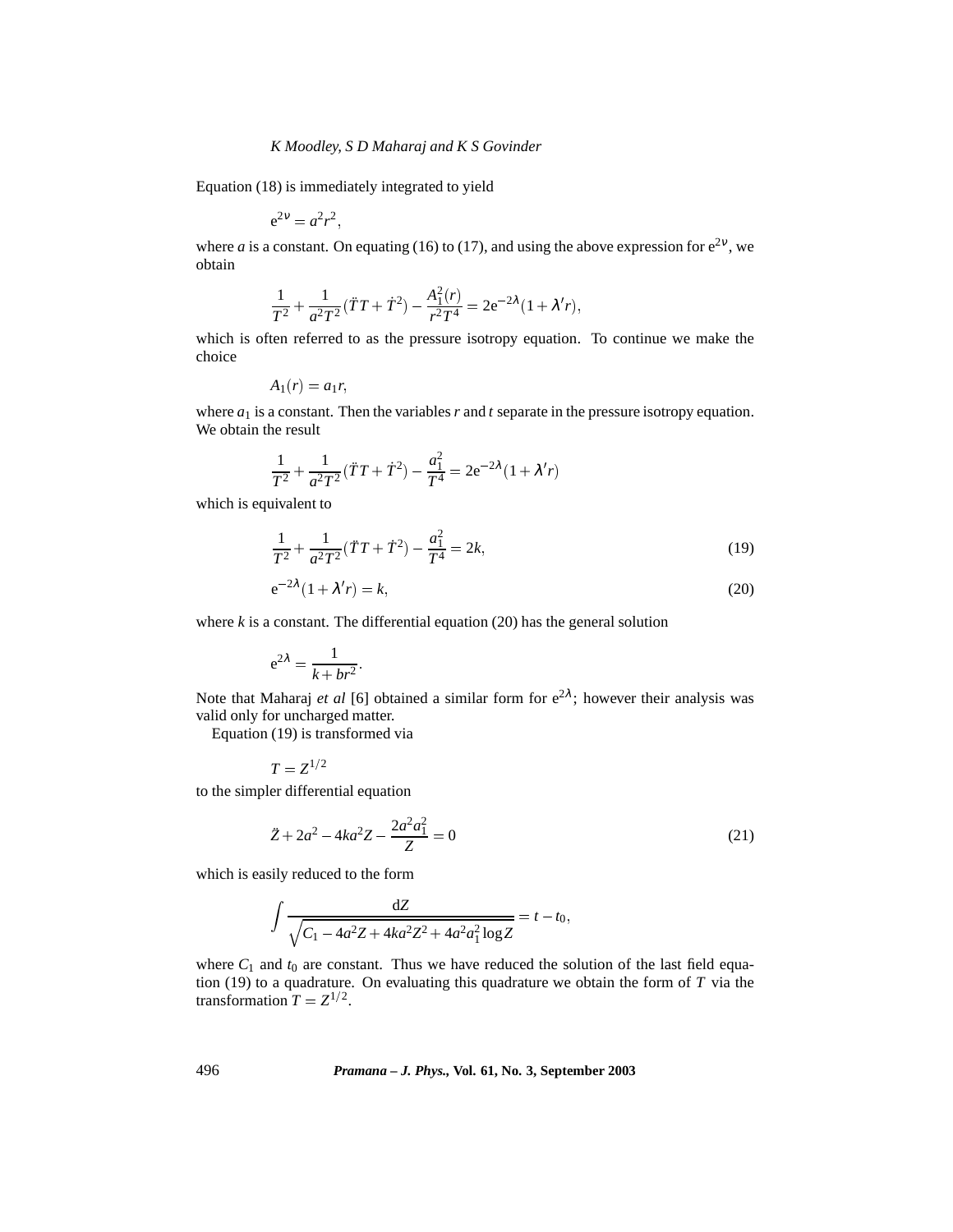Equation (18) is immediately integrated to yield

$$e^{2\nu} = a^2 r^2,$$

where $a$ is a constant. On equating (16) to (17), and using the above expression for $e^{2\nu}$, we obtain

$$\frac{1}{T^2} + \frac{1}{a^2 T^2}(\ddot{T}T + \dot{T}^2) - \frac{A_1^2(r)}{r^2 T^4} = 2e^{-2\lambda}(1 + \lambda' r),$$

which is often referred to as the pressure isotropy equation. To continue we make the choice

$$A_1(r) = a_1 r,$$

where $a_1$ is a constant. Then the variables $r$ and $t$ separate in the pressure isotropy equation. We obtain the result

$$\frac{1}{T^2} + \frac{1}{a^2 T^2}(\ddot{T}T + \dot{T}^2) - \frac{a_1^2}{T^4} = 2e^{-2\lambda}(1 + \lambda' r)$$

which is equivalent to

$$\frac{1}{T^2} + \frac{1}{a^2 T^2}(\ddot{T}T + \dot{T}^2) - \frac{a_1^2}{T^4} = 2k, \tag{19}$$

$$e^{-2\lambda}(1 + \lambda' r) = k, \tag{20}$$

where $k$ is a constant. The differential equation (20) has the general solution

$$e^{2\lambda} = \frac{1}{k + br^2}.$$

Note that Maharaj *et al* [6] obtained a similar form for $e^{2\lambda}$; however their analysis was valid only for uncharged matter.

Equation (19) is transformed via

$$T = Z^{1/2}$$

to the simpler differential equation

$$\ddot{Z} + 2a^2 - 4ka^2 Z - \frac{2a^2 a_1^2}{Z} = 0 \tag{21}$$

which is easily reduced to the form

$$\int \frac{dZ}{\sqrt{C_1 - 4a^2 Z + 4ka^2 Z^2 + 4a^2 a_1^2 \log Z}} = t - t_0,$$

where $C_1$ and $t_0$ are constant. Thus we have reduced the solution of the last field equation (19) to a quadrature. On evaluating this quadrature we obtain the form of $T$ via the transformation $T = Z^{1/2}$.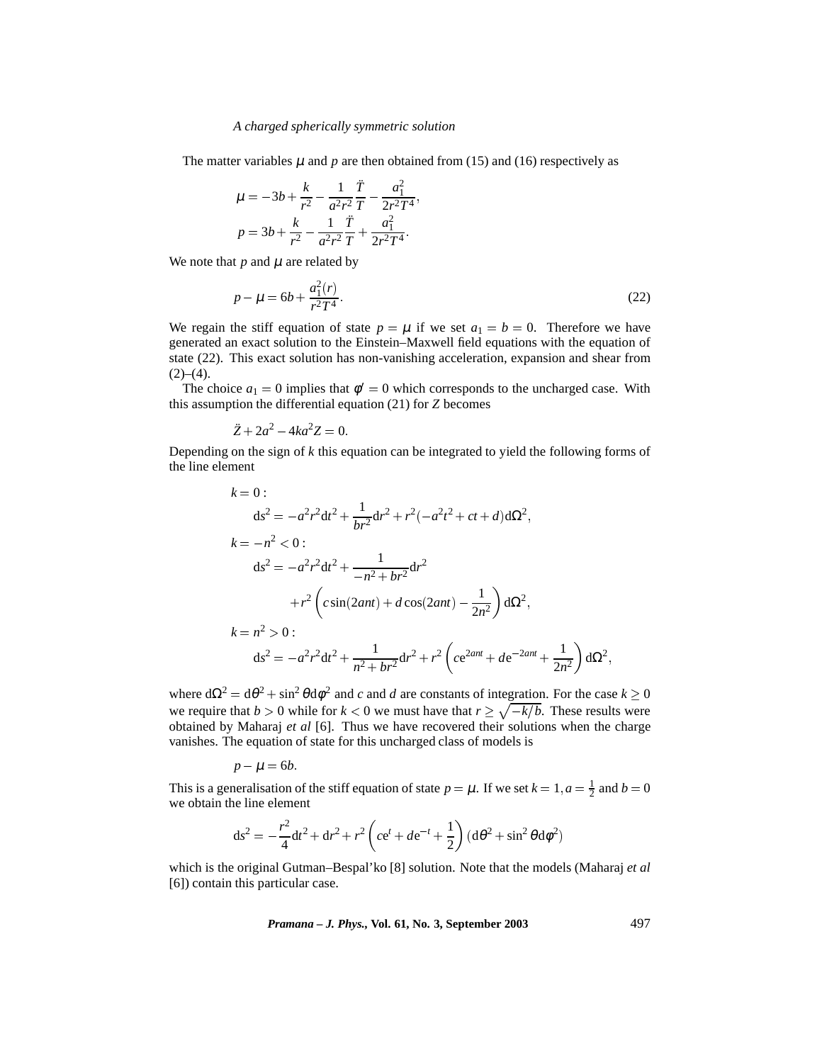The matter variables $\mu$ and $p$ are then obtained from (15) and (16) respectively as

$$\mu = -3b + \frac{k}{r^2} - \frac{1}{a^2 r^2}\frac{\ddot{T}}{T} - \frac{a_1^2}{2r^2 T^4},$$

$$p = 3b + \frac{k}{r^2} - \frac{1}{a^2 r^2}\frac{\ddot{T}}{T} + \frac{a_1^2}{2r^2 T^4}.$$

We note that $p$ and $\mu$ are related by

$$p - \mu = 6b + \frac{a_1^2(r)}{r^2 T^4}. \tag{22}$$

We regain the stiff equation of state $p = \mu$ if we set $a_1 = b = 0$. Therefore we have generated an exact solution to the Einstein–Maxwell field equations with the equation of state (22). This exact solution has non-vanishing acceleration, expansion and shear from (2)–(4).

The choice $a_1 = 0$ implies that $\phi' = 0$ which corresponds to the uncharged case. With this assumption the differential equation (21) for $Z$ becomes

$$\ddot{Z} + 2a^2 - 4ka^2 Z = 0.$$

Depending on the sign of $k$ this equation can be integrated to yield the following forms of the line element

$k = 0$:

$$\mathrm{d}s^2 = -a^2 r^2 \mathrm{d}t^2 + \frac{1}{br^2}\mathrm{d}r^2 + r^2(-a^2 t^2 + ct + d)\mathrm{d}\Omega^2,$$

$k = -n^2 < 0$:

$$\mathrm{d}s^2 = -a^2 r^2 \mathrm{d}t^2 + \frac{1}{-n^2 + br^2}\mathrm{d}r^2 + r^2\left(c\sin(2ant) + d\cos(2ant) - \frac{1}{2n^2}\right)\mathrm{d}\Omega^2,$$

$k = n^2 > 0$:

$$\mathrm{d}s^2 = -a^2 r^2 \mathrm{d}t^2 + \frac{1}{n^2 + br^2}\mathrm{d}r^2 + r^2\left(c\mathrm{e}^{2ant} + d\mathrm{e}^{-2ant} + \frac{1}{2n^2}\right)\mathrm{d}\Omega^2,$$

where $\mathrm{d}\Omega^2 = \mathrm{d}\theta^2 + \sin^2\theta \mathrm{d}\phi^2$ and $c$ and $d$ are constants of integration. For the case $k \geq 0$ we require that $b > 0$ while for $k < 0$ we must have that $r \geq \sqrt{-k/b}$. These results were obtained by Maharaj *et al* [6]. Thus we have recovered their solutions when the charge vanishes. The equation of state for this uncharged class of models is

$$p - \mu = 6b.$$

This is a generalisation of the stiff equation of state $p = \mu$. If we set $k = 1, a = \frac{1}{2}$ and $b = 0$ we obtain the line element

$$\mathrm{d}s^2 = -\frac{r^2}{4}\mathrm{d}t^2 + \mathrm{d}r^2 + r^2\left(c\mathrm{e}^{t} + d\mathrm{e}^{-t} + \frac{1}{2}\right)(\mathrm{d}\theta^2 + \sin^2\theta \mathrm{d}\phi^2)$$

which is the original Gutman–Bespal'ko [8] solution. Note that the models (Maharaj *et al* [6]) contain this particular case.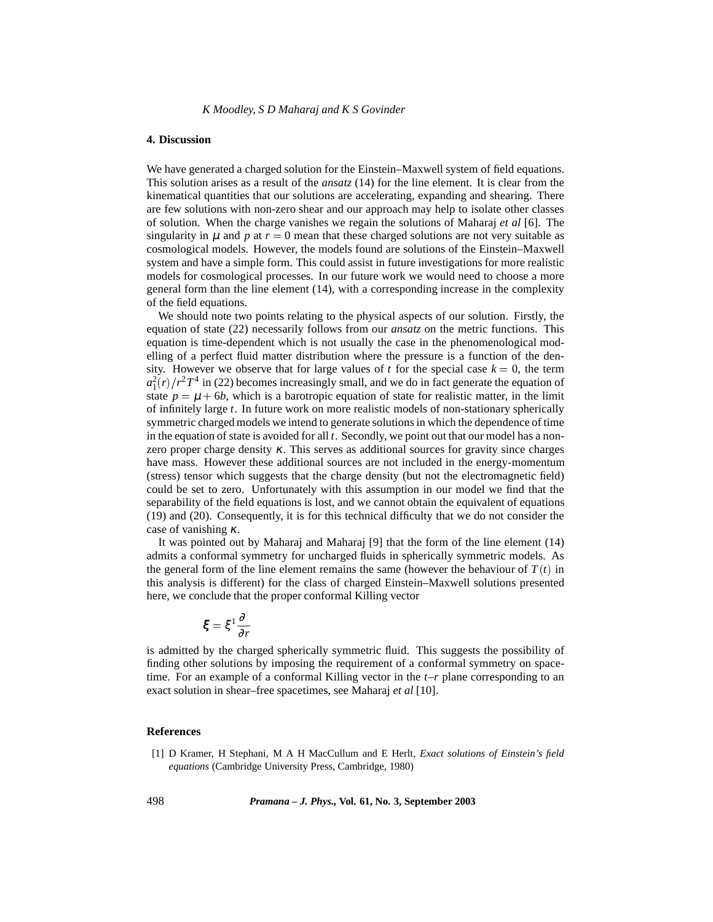## 4. Discussion

We have generated a charged solution for the Einstein–Maxwell system of field equations. This solution arises as a result of the *ansatz* (14) for the line element. It is clear from the kinematical quantities that our solutions are accelerating, expanding and shearing. There are few solutions with non-zero shear and our approach may help to isolate other classes of solution. When the charge vanishes we regain the solutions of Maharaj *et al* [6]. The singularity in $\mu$ and $p$ at $r = 0$ mean that these charged solutions are not very suitable as cosmological models. However, the models found are solutions of the Einstein–Maxwell system and have a simple form. This could assist in future investigations for more realistic models for cosmological processes. In our future work we would need to choose a more general form than the line element (14), with a corresponding increase in the complexity of the field equations.

We should note two points relating to the physical aspects of our solution. Firstly, the equation of state (22) necessarily follows from our *ansatz* on the metric functions. This equation is time-dependent which is not usually the case in the phenomenological modelling of a perfect fluid matter distribution where the pressure is a function of the density. However we observe that for large values of $t$ for the special case $k = 0$, the term $a_1^2(r)/r^2T^4$ in (22) becomes increasingly small, and we do in fact generate the equation of state $p = \mu + 6b$, which is a barotropic equation of state for realistic matter, in the limit of infinitely large $t$. In future work on more realistic models of non-stationary spherically symmetric charged models we intend to generate solutions in which the dependence of time in the equation of state is avoided for all $t$. Secondly, we point out that our model has a non-zero proper charge density $\kappa$. This serves as additional sources for gravity since charges have mass. However these additional sources are not included in the energy-momentum (stress) tensor which suggests that the charge density (but not the electromagnetic field) could be set to zero. Unfortunately with this assumption in our model we find that the separability of the field equations is lost, and we cannot obtain the equivalent of equations (19) and (20). Consequently, it is for this technical difficulty that we do not consider the case of vanishing $\kappa$.

It was pointed out by Maharaj and Maharaj [9] that the form of the line element (14) admits a conformal symmetry for uncharged fluids in spherically symmetric models. As the general form of the line element remains the same (however the behaviour of $T(t)$ in this analysis is different) for the class of charged Einstein–Maxwell solutions presented here, we conclude that the proper conformal Killing vector

$$\boldsymbol{\xi} = \xi^1 \frac{\partial}{\partial r}$$

is admitted by the charged spherically symmetric fluid. This suggests the possibility of finding other solutions by imposing the requirement of a conformal symmetry on spacetime. For an example of a conformal Killing vector in the $t$–$r$ plane corresponding to an exact solution in shear–free spacetimes, see Maharaj *et al* [10].

## References

[1] D Kramer, H Stephani, M A H MacCullum and E Herlt, *Exact solutions of Einstein's field equations* (Cambridge University Press, Cambridge, 1980)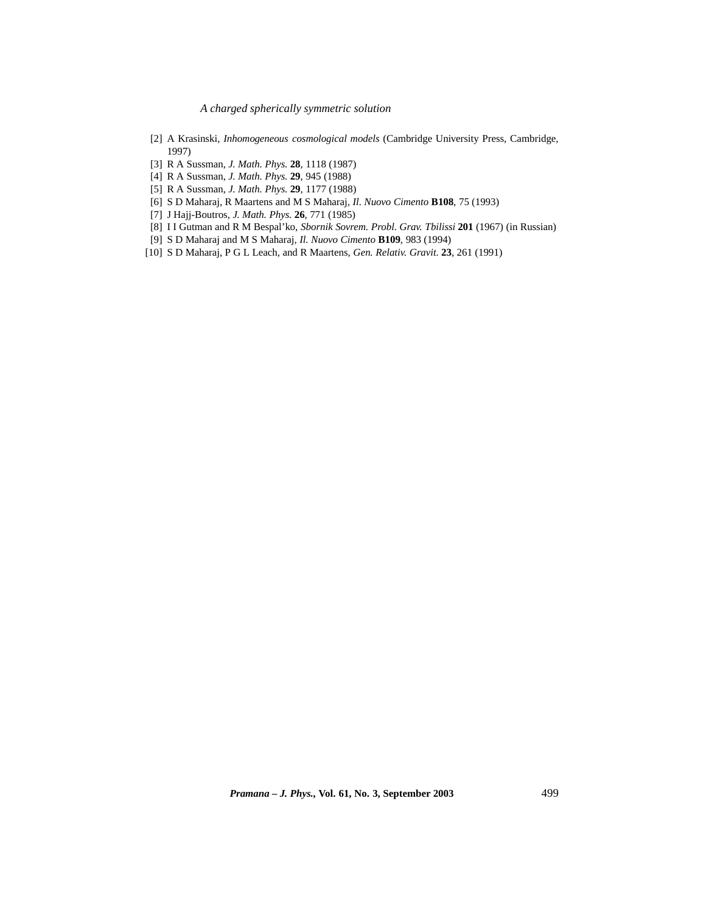[2] A Krasinski, *Inhomogeneous cosmological models* (Cambridge University Press, Cambridge, 1997)
[3] R A Sussman, *J. Math. Phys.* **28**, 1118 (1987)
[4] R A Sussman, *J. Math. Phys.* **29**, 945 (1988)
[5] R A Sussman, *J. Math. Phys.* **29**, 1177 (1988)
[6] S D Maharaj, R Maartens and M S Maharaj, *Il. Nuovo Cimento* **B108**, 75 (1993)
[7] J Hajj-Boutros, *J. Math. Phys.* **26**, 771 (1985)
[8] I I Gutman and R M Bespal'ko, *Sbornik Sovrem. Probl. Grav. Tbilissi* **201** (1967) (in Russian)
[9] S D Maharaj and M S Maharaj, *Il. Nuovo Cimento* **B109**, 983 (1994)
[10] S D Maharaj, P G L Leach, and R Maartens, *Gen. Relativ. Gravit.* **23**, 261 (1991)